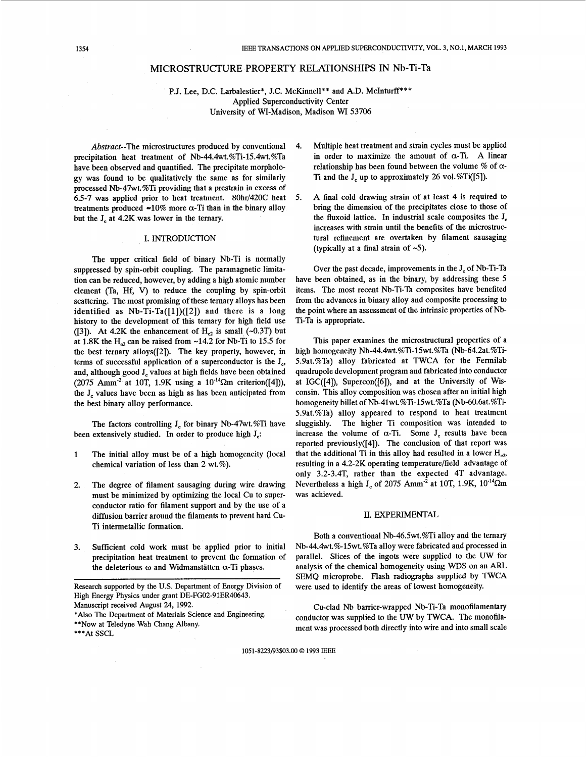# MICROSTRUCTURE PROPERTY RELATIONSHIPS IN Nb-Ti-Ta

P.J. Lee, D.C. Larbalestier*, J.C. McKinnell** and A.D. McInturff***
Applied Superconductivity Center
University of WI-Madison, Madison WI 53706

*Abstract*--The microstructures produced by conventional precipitation heat treatment of Nb-44.4wt.%Ti-15.4wt.%Ta have been observed and quantified. The precipitate morphology was found to be qualitatively the same as for similarly processed Nb-47wt.%Ti providing that a prestrain in excess of 6.5-7 was applied prior to heat treatment. 80hr/420C heat treatments produced ≈10% more α-Ti than in the binary alloy but the $J_c$ at 4.2K was lower in the ternary.

## I. INTRODUCTION

The upper critical field of binary Nb-Ti is normally suppressed by spin-orbit coupling. The paramagnetic limitation can be reduced, however, by adding a high atomic number element (Ta, Hf, V) to reduce the coupling by spin-orbit scattering. The most promising of these ternary alloys has been identified as Nb-Ti-Ta([1])([2]) and there is a long history to the development of this ternary for high field use ([3]). At 4.2K the enhancement of $H_{c2}$ is small (~0.3T) but at 1.8K the $H_{c2}$ can be raised from ~14.2 for Nb-Ti to 15.5 for the best ternary alloys([2]). The key property, however, in terms of successful application of a superconductor is the $J_c$, and, although good $J_c$ values at high fields have been obtained (2075 $Amm^{-2}$ at 10T, 1.9K using a $10^{-14}\Omega m$ criterion([4])), the $J_c$ values have been as high as has been anticipated from the best binary alloy performance.

The factors controlling $J_c$ for binary Nb-47wt.%Ti have been extensively studied. In order to produce high $J_c$:

1. The initial alloy must be of a high homogeneity (local chemical variation of less than 2 wt.%).
2. The degree of filament sausaging during wire drawing must be minimized by optimizing the local Cu to superconductor ratio for filament support and by the use of a diffusion barrier around the filaments to prevent hard Cu-Ti intermetallic formation.
3. Sufficient cold work must be applied prior to initial precipitation heat treatment to prevent the formation of the deleterious ω and Widmanstätten α-Ti phases.
4. Multiple heat treatment and strain cycles must be applied in order to maximize the amount of α-Ti. A linear relationship has been found between the volume % of α-Ti and the $J_c$ up to approximately 26 vol.%Ti([5]).
5. A final cold drawing strain of at least 4 is required to bring the dimension of the precipitates close to those of the fluxoid lattice. In industrial scale composites the $J_c$ increases with strain until the benefits of the microstructural refinement are overtaken by filament sausaging (typically at a final strain of ~5).

Over the past decade, improvements in the $J_c$ of Nb-Ti-Ta have been obtained, as in the binary, by addressing these 5 items. The most recent Nb-Ti-Ta composites have benefited from the advances in binary alloy and composite processing to the point where an assessment of the intrinsic properties of Nb-Ti-Ta is appropriate.

This paper examines the microstructural properties of a high homogeneity Nb-44.4wt.%Ti-15wt.%Ta (Nb-64.2at.%Ti-5.9at.%Ta) alloy fabricated at TWCA for the Fermilab quadrupole development program and fabricated into conductor at IGC([4]), Supercon([6]), and at the University of Wisconsin. This alloy composition was chosen after an initial high homogeneity billet of Nb-41wt.%Ti-15wt.%Ta (Nb-60.6at.%Ti-5.9at.%Ta) alloy appeared to respond to heat treatment sluggishly. The higher Ti composition was intended to increase the volume of α-Ti. Some $J_c$ results have been reported previously([4]). The conclusion of that report was that the additional Ti in this alloy had resulted in a lower $H_{c2}$, resulting in a 4.2-2K operating temperature/field advantage of only 3.2-3.4T, rather than the expected 4T advantage. Nevertheless a high $J_c$ of 2075 $Amm^{-2}$ at 10T, 1.9K, $10^{-14}\Omega m$ was achieved.

## II. EXPERIMENTAL

Both a conventional Nb-46.5wt.%Ti alloy and the ternary Nb-44.4wt.%-15wt.%Ta alloy were fabricated and processed in parallel. Slices of the ingots were supplied to the UW for analysis of the chemical homogeneity using WDS on an ARL SEMQ microprobe. Flash radiographs supplied by TWCA were used to identify the areas of lowest homogeneity.

Cu-clad Nb barrier-wrapped Nb-Ti-Ta monofilamentary conductor was supplied to the UW by TWCA. The monofilament was processed both directly into wire and into small scale

---

Research supported by the U.S. Department of Energy Division of High Energy Physics under grant DE-FG02-91ER40643.
Manuscript received August 24, 1992.
*Also The Department of Materials Science and Engineering.
**Now at Teledyne Wah Chang Albany.
***At SSCL

1051-8223/93$03.00 © 1993 IEEE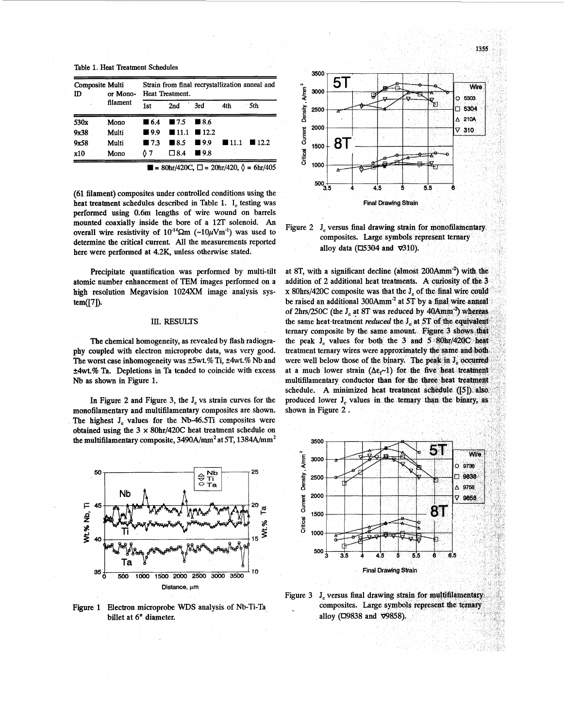Table 1. Heat Treatment Schedules

| Composite ID | Multi or Mono-filament | Strain from final recrystallization anneal and Heat Treatment. | | | | |
|---|---|---|---|---|---|---|
| | | 1st | 2nd | 3rd | 4th | 5th |
| 530x | Mono | ■ 6.4 | ■ 7.5 | ■ 8.6 | | |
| 9x38 | Multi | ■ 9.9 | ■ 11.1 | ■ 12.2 | | |
| 9x58 | Multi | ■ 7.3 | ■ 8.5 | ■ 9.9 | ■ 11.1 | ■ 12.2 |
| x10 | Mono | ◊ 7 | □ 8.4 | ■ 9.8 | | |

■ = 80hr/420C, □ = 20hr/420, ◊ = 6hr/405

(61 filament) composites under controlled conditions using the heat treatment schedules described in Table 1. $I_c$ testing was performed using 0.6m lengths of wire wound on barrels mounted coaxially inside the bore of a 12T solenoid. An overall wire resistivity of $10^{-14}\Omega m$ ($\sim 10\mu V m^{-1}$) was used to determine the critical current. All the measurements reported here were performed at 4.2K, unless otherwise stated.

Precipitate quantification was performed by multi-tilt atomic number enhancement of TEM images performed on a high resolution Megavision 1024XM image analysis system([7]).

## III. RESULTS

The chemical homogeneity, as revealed by flash radiography coupled with electron microprobe data, was very good. The worst case inhomogeneity was ±5wt.% Ti, ±4wt.% Nb and ±4wt.% Ta. Depletions in Ta tended to coincide with excess Nb as shown in Figure 1.

In Figure 2 and Figure 3, the $J_c$ vs strain curves for the monofilamentary and multifilamentary composites are shown. The highest $J_c$ values for the Nb-46.5Ti composites were obtained using the 3 x 80hr/420C heat treatment schedule on the multifilamentary composite, 3490A/mm$^2$ at 5T, 1384A/mm$^2$ at 8T, with a significant decline (almost 200Amm$^{-2}$) with the addition of 2 additional heat treatments. A curiosity of the 3 x 80hrs/420C composite was that the $J_c$ of the final wire could be raised an additional 300Amm$^{-2}$ at 5T by a final wire anneal of 2hrs/250C (the $J_c$ at 8T was reduced by 40Amm$^{-2}$) whereas the same heat treatment *reduced* the $J_c$ at 5T of the equivalent ternary composite by the same amount. Figure 3 shows that the peak $J_c$ values for both the 3 and 5 80hr/420C heat treatment ternary wires were approximately the same and both were well below those of the binary. The peak in $J_c$ occurred at a much lower strain ($\Delta\varepsilon_f \sim 1$) for the five heat treatment multifilamentary conductor than for the three heat treatment schedule. A minimized heat treatment schedule ([5]) also produced lower $J_c$ values in the ternary than the binary, as shown in Figure 2.

Figure 1 Electron microprobe WDS analysis of Nb-Ti-Ta billet at 6" diameter.

Figure 2 $J_c$ versus final drawing strain for monofilamentary composites. Large symbols represent ternary alloy data (□5304 and ▽310).

Figure 3 $J_c$ versus final drawing strain for multifilamentary composites. Large symbols represent the ternary alloy (□9838 and ▽9858).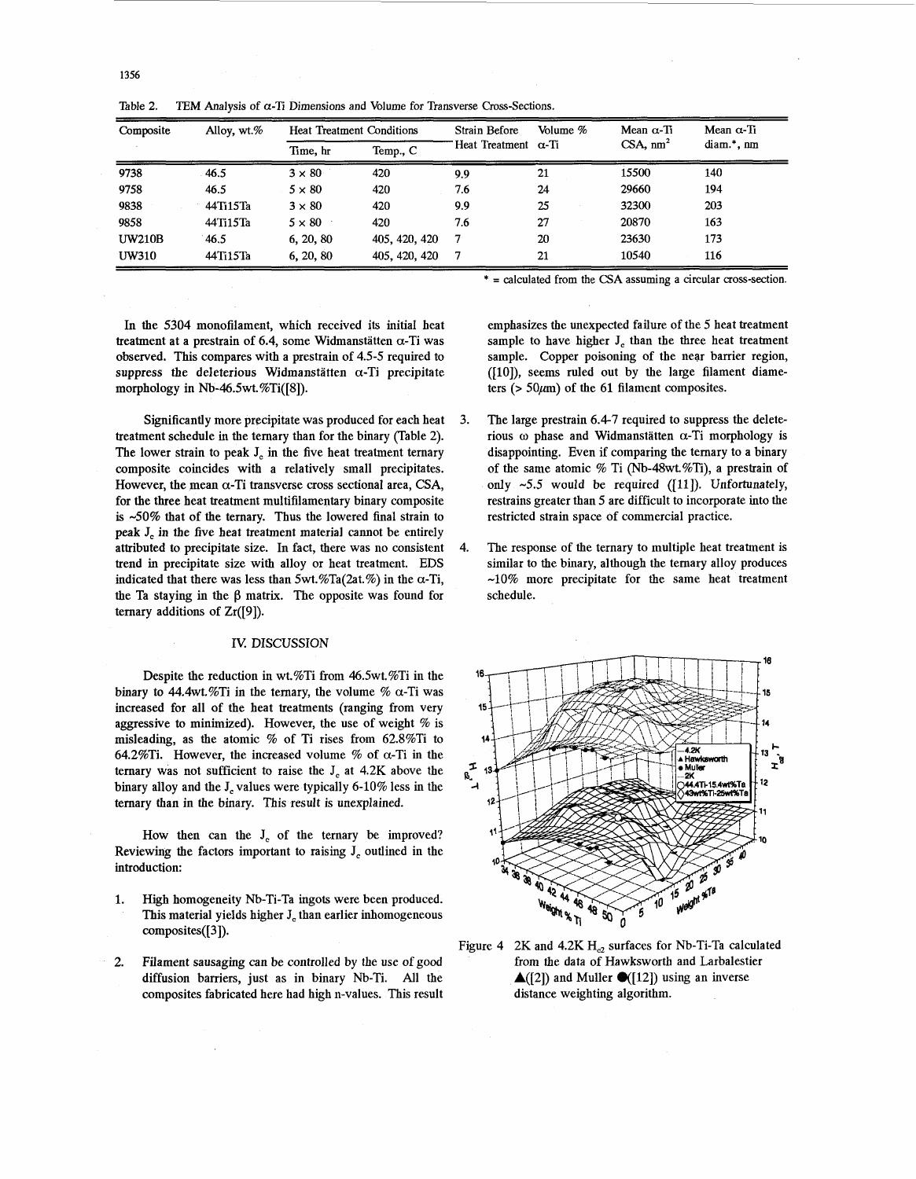Table 2. TEM Analysis of α-Ti Dimensions and Volume for Transverse Cross-Sections.

| Composite | Alloy, wt.% | Heat Treatment Conditions | | Strain Before Heat Treatment | Volume % α-Ti | Mean α-Ti CSA, $nm^2$ | Mean α-Ti diam.*, nm |
|---|---|---|---|---|---|---|---|
| | | Time, hr | Temp., C | | | | |
| 9738 | 46.5 | 3 × 80 | 420 | 9.9 | 21 | 15500 | 140 |
| 9758 | 46.5 | 5 × 80 | 420 | 7.6 | 24 | 29660 | 194 |
| 9838 | 44Ti15Ta | 3 × 80 | 420 | 9.9 | 25 | 32300 | 203 |
| 9858 | 44Ti15Ta | 5 × 80 | 420 | 7.6 | 27 | 20870 | 163 |
| UW210B | 46.5 | 6, 20, 80 | 405, 420, 420 | 7 | 20 | 23630 | 173 |
| UW310 | 44Ti15Ta | 6, 20, 80 | 405, 420, 420 | 7 | 21 | 10540 | 116 |

* = calculated from the CSA assuming a circular cross-section.

In the 5304 monofilament, which received its initial heat treatment at a prestrain of 6.4, some Widmanstätten α-Ti was observed. This compares with a prestrain of 4.5-5 required to suppress the deleterious Widmanstätten α-Ti precipitate morphology in Nb-46.5wt.%Ti([8]).

Significantly more precipitate was produced for each heat treatment schedule in the ternary than for the binary (Table 2). The lower strain to peak $J_c$ in the five heat treatment ternary composite coincides with a relatively small precipitates. However, the mean α-Ti transverse cross sectional area, CSA, for the three heat treatment multifilamentary binary composite is ~50% that of the ternary. Thus the lowered final strain to peak $J_c$ in the five heat treatment material cannot be entirely attributed to precipitate size. In fact, there was no consistent trend in precipitate size with alloy or heat treatment. EDS indicated that there was less than 5wt.%Ta(2at.%) in the α-Ti, the Ta staying in the β matrix. The opposite was found for ternary additions of Zr([9]).

## IV. DISCUSSION

Despite the reduction in wt.%Ti from 46.5wt.%Ti in the binary to 44.4wt.%Ti in the ternary, the volume % α-Ti was increased for all of the heat treatments (ranging from very aggressive to minimized). However, the use of weight % is misleading, as the atomic % of Ti rises from 62.8%Ti to 64.2%Ti. However, the increased volume % of α-Ti in the ternary was not sufficient to raise the $J_c$ at 4.2K above the binary alloy and the $J_c$ values were typically 6-10% less in the ternary than in the binary. This result is unexplained.

How then can the $J_c$ of the ternary be improved? Reviewing the factors important to raising $J_c$ outlined in the introduction:

1. High homogeneity Nb-Ti-Ta ingots were been produced. This material yields higher $J_c$ than earlier inhomogeneous composites([3]).
2. Filament sausaging can be controlled by the use of good diffusion barriers, just as in binary Nb-Ti. All the composites fabricated here had high n-values. This result emphasizes the unexpected failure of the 5 heat treatment sample to have higher $J_c$ than the three heat treatment sample. Copper poisoning of the near barrier region, ([10]), seems ruled out by the large filament diameters (> 50μm) of the 61 filament composites.
3. The large prestrain 6.4-7 required to suppress the deleterious ω phase and Widmanstätten α-Ti morphology is disappointing. Even if comparing the ternary to a binary of the same atomic % Ti (Nb-48wt.%Ti), a prestrain of only ~5.5 would be required ([11]). Unfortunately, restrains greater than 5 are difficult to incorporate into the restricted strain space of commercial practice.
4. The response of the ternary to multiple heat treatment is similar to the binary, although the ternary alloy produces ~10% more precipitate for the same heat treatment schedule.

Figure 4 2K and 4.2K $H_{c2}$ surfaces for Nb-Ti-Ta calculated from the data of Hawksworth and Larbalestier ▲([2]) and Muller ●([12]) using an inverse distance weighting algorithm.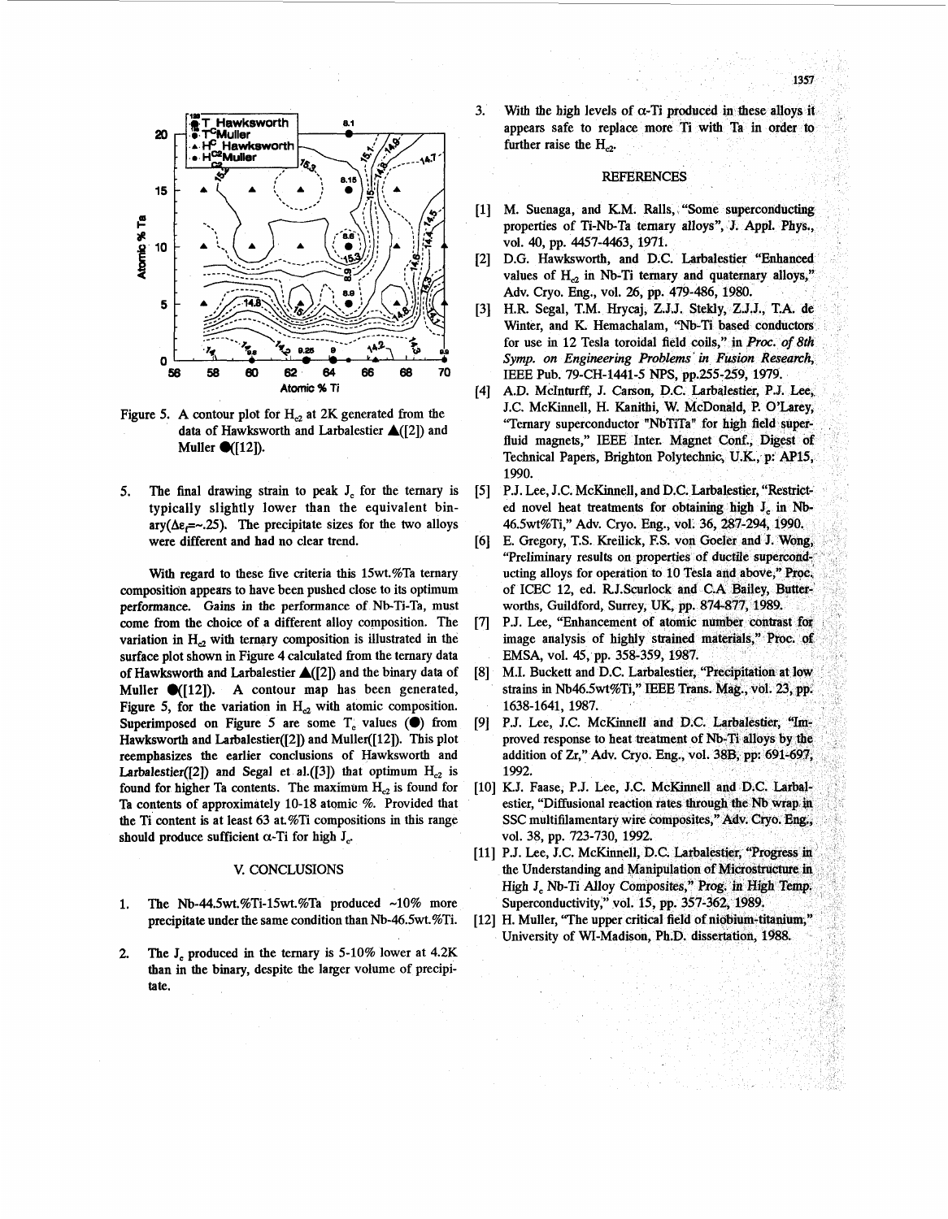T Hawksworth
T^C Muller
H^C Hawksworth
H^C2 Muller

20
15
10
5
0
Atomic % Ta

56 58 60 62 64 66 68 70
Atomic % Ti

8.1
8.15
8.6
8.9
8.9
8.25
9
15.1
14.9
14.7
15.3
15
14.8
14.5
15.3
14.6
14.3
14.8
15
14
14.2
14.2
8.9
7.4
9.6

Figure 5. A contour plot for $H_{c2}$ at 2K generated from the data of Hawksworth and Larbalestier ▲([2]) and Muller ●([12]).

5. The final drawing strain to peak $J_c$ for the ternary is typically slightly lower than the equivalent binary($\Delta\varepsilon_f$=~.25). The precipitate sizes for the two alloys were different and had no clear trend.

With regard to these five criteria this 15wt.%Ta ternary composition appears to have been pushed close to its optimum performance. Gains in the performance of Nb-Ti-Ta, must come from the choice of a different alloy composition. The variation in $H_{c2}$ with ternary composition is illustrated in the surface plot shown in Figure 4 calculated from the ternary data of Hawksworth and Larbalestier ▲([2]) and the binary data of Muller ●([12]). A contour map has been generated, Figure 5, for the variation in $H_{c2}$ with atomic composition. Superimposed on Figure 5 are some $T_c$ values (●) from Hawksworth and Larbalestier([2]) and Muller([12]). This plot reemphasizes the earlier conclusions of Hawksworth and Larbalestier([2]) and Segal et al.([3]) that optimum $H_{c2}$ is found for higher Ta contents. The maximum $H_{c2}$ is found for Ta contents of approximately 10-18 atomic %. Provided that the Ti content is at least 63 at.%Ti compositions in this range should produce sufficient α-Ti for high $J_c$.

## V. CONCLUSIONS

1. The Nb-44.5wt.%Ti-15wt.%Ta produced ~10% more precipitate under the same condition than Nb-46.5wt.%Ti.

2. The $J_c$ produced in the ternary is 5-10% lower at 4.2K than in the binary, despite the larger volume of precipitate.

3. With the high levels of α-Ti produced in these alloys it appears safe to replace more Ti with Ta in order to further raise the $H_{c2}$.

## REFERENCES

[1] M. Suenaga, and K.M. Ralls, "Some superconducting properties of Ti-Nb-Ta ternary alloys", J. Appl. Phys., vol. 40, pp. 4457-4463, 1971.

[2] D.G. Hawksworth, and D.C. Larbalestier "Enhanced values of $H_{c2}$ in Nb-Ti ternary and quaternary alloys," Adv. Cryo. Eng., vol. 26, pp. 479-486, 1980.

[3] H.R. Segal, T.M. Hrycaj, Z.J.J. Stekly, Z.J.J., T.A. de Winter, and K. Hemachalam, "Nb-Ti based conductors for use in 12 Tesla toroidal field coils," in *Proc. of 8th Symp. on Engineering Problems in Fusion Research*, IEEE Pub. 79-CH-1441-5 NPS, pp.255-259, 1979.

[4] A.D. McInturff, J. Carson, D.C. Larbalestier, P.J. Lee, J.C. McKinnell, H. Kanithi, W. McDonald, P. O'Larey, "Ternary superconductor "NbTiTa" for high field superfluid magnets," IEEE Inter. Magnet Conf., Digest of Technical Papers, Brighton Polytechnic, U.K., p: AP15, 1990.

[5] P.J. Lee, J.C. McKinnell, and D.C. Larbalestier, "Restricted novel heat treatments for obtaining high $J_c$ in Nb-46.5wt%Ti," Adv. Cryo. Eng., vol. 36, 287-294, 1990.

[6] E. Gregory, T.S. Kreilick, F.S. von Goeler and J. Wong, "Preliminary results on properties of ductile superconducting alloys for operation to 10 Tesla and above," Proc. of ICEC 12, ed. R.J.Scurlock and C.A Bailey, Butterworths, Guildford, Surrey, UK, pp. 874-877, 1989.

[7] P.J. Lee, "Enhancement of atomic number contrast for image analysis of highly strained materials," Proc. of EMSA, vol. 45, pp. 358-359, 1987.

[8] M.I. Buckett and D.C. Larbalestier, "Precipitation at low strains in Nb46.5wt%Ti," IEEE Trans. Mag., vol. 23, pp. 1638-1641, 1987.

[9] P.J. Lee, J.C. McKinnell and D.C. Larbalestier, "Improved response to heat treatment of Nb-Ti alloys by the addition of Zr," Adv. Cryo. Eng., vol. 38B, pp: 691-697, 1992.

[10] K.J. Faase, P.J. Lee, J.C. McKinnell and D.C. Larbalestier, "Diffusional reaction rates through the Nb wrap in SSC multifilamentary wire composites," Adv. Cryo. Eng., vol. 38, pp. 723-730, 1992.

[11] P.J. Lee, J.C. McKinnell, D.C. Larbalestier, "Progress in the Understanding and Manipulation of Microstructure in High $J_c$ Nb-Ti Alloy Composites," Prog. in High Temp. Superconductivity," vol. 15, pp. 357-362, 1989.

[12] H. Muller, "The upper critical field of niobium-titanium," University of WI-Madison, Ph.D. dissertation, 1988.